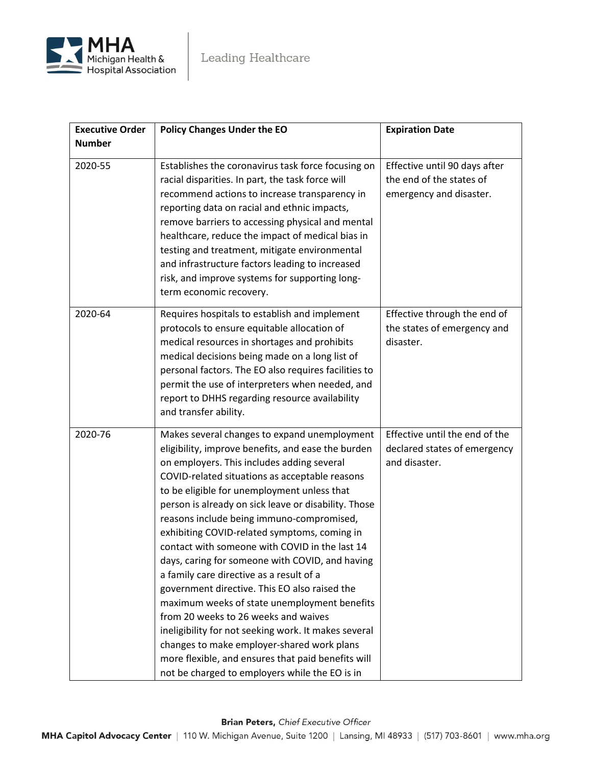| Executive Order Number | Policy Changes Under the EO | Expiration Date |
|---|---|---|
| 2020-55 | Establishes the coronavirus task force focusing on racial disparities. In part, the task force will recommend actions to increase transparency in reporting data on racial and ethnic impacts, remove barriers to accessing physical and mental healthcare, reduce the impact of medical bias in testing and treatment, mitigate environmental and infrastructure factors leading to increased risk, and improve systems for supporting long-term economic recovery. | Effective until 90 days after the end of the states of emergency and disaster. |
| 2020-64 | Requires hospitals to establish and implement protocols to ensure equitable allocation of medical resources in shortages and prohibits medical decisions being made on a long list of personal factors. The EO also requires facilities to permit the use of interpreters when needed, and report to DHHS regarding resource availability and transfer ability. | Effective through the end of the states of emergency and disaster. |
| 2020-76 | Makes several changes to expand unemployment eligibility, improve benefits, and ease the burden on employers. This includes adding several COVID-related situations as acceptable reasons to be eligible for unemployment unless that person is already on sick leave or disability. Those reasons include being immuno-compromised, exhibiting COVID-related symptoms, coming in contact with someone with COVID in the last 14 days, caring for someone with COVID, and having a family care directive as a result of a government directive. This EO also raised the maximum weeks of state unemployment benefits from 20 weeks to 26 weeks and waives ineligibility for not seeking work. It makes several changes to make employer-shared work plans more flexible, and ensures that paid benefits will not be charged to employers while the EO is in | Effective until the end of the declared states of emergency and disaster. |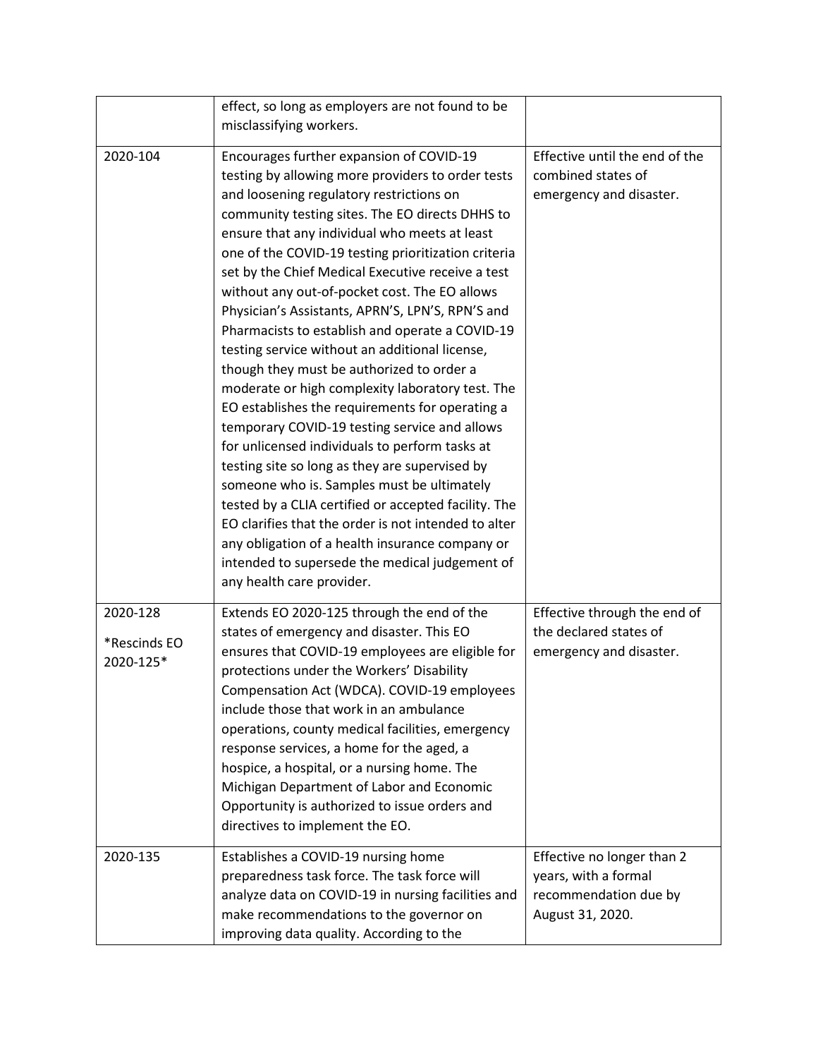| | | |
|---|---|---|
| | effect, so long as employers are not found to be misclassifying workers. | |
| 2020-104 | Encourages further expansion of COVID-19 testing by allowing more providers to order tests and loosening regulatory restrictions on community testing sites. The EO directs DHHS to ensure that any individual who meets at least one of the COVID-19 testing prioritization criteria set by the Chief Medical Executive receive a test without any out-of-pocket cost. The EO allows Physician's Assistants, APRN'S, LPN'S, RPN'S and Pharmacists to establish and operate a COVID-19 testing service without an additional license, though they must be authorized to order a moderate or high complexity laboratory test. The EO establishes the requirements for operating a temporary COVID-19 testing service and allows for unlicensed individuals to perform tasks at testing site so long as they are supervised by someone who is. Samples must be ultimately tested by a CLIA certified or accepted facility. The EO clarifies that the order is not intended to alter any obligation of a health insurance company or intended to supersede the medical judgement of any health care provider. | Effective until the end of the combined states of emergency and disaster. |
| 2020-128<br><br>*Rescinds EO 2020-125* | Extends EO 2020-125 through the end of the states of emergency and disaster. This EO ensures that COVID-19 employees are eligible for protections under the Workers' Disability Compensation Act (WDCA). COVID-19 employees include those that work in an ambulance operations, county medical facilities, emergency response services, a home for the aged, a hospice, a hospital, or a nursing home. The Michigan Department of Labor and Economic Opportunity is authorized to issue orders and directives to implement the EO. | Effective through the end of the declared states of emergency and disaster. |
| 2020-135 | Establishes a COVID-19 nursing home preparedness task force. The task force will analyze data on COVID-19 in nursing facilities and make recommendations to the governor on improving data quality. According to the | Effective no longer than 2 years, with a formal recommendation due by August 31, 2020. |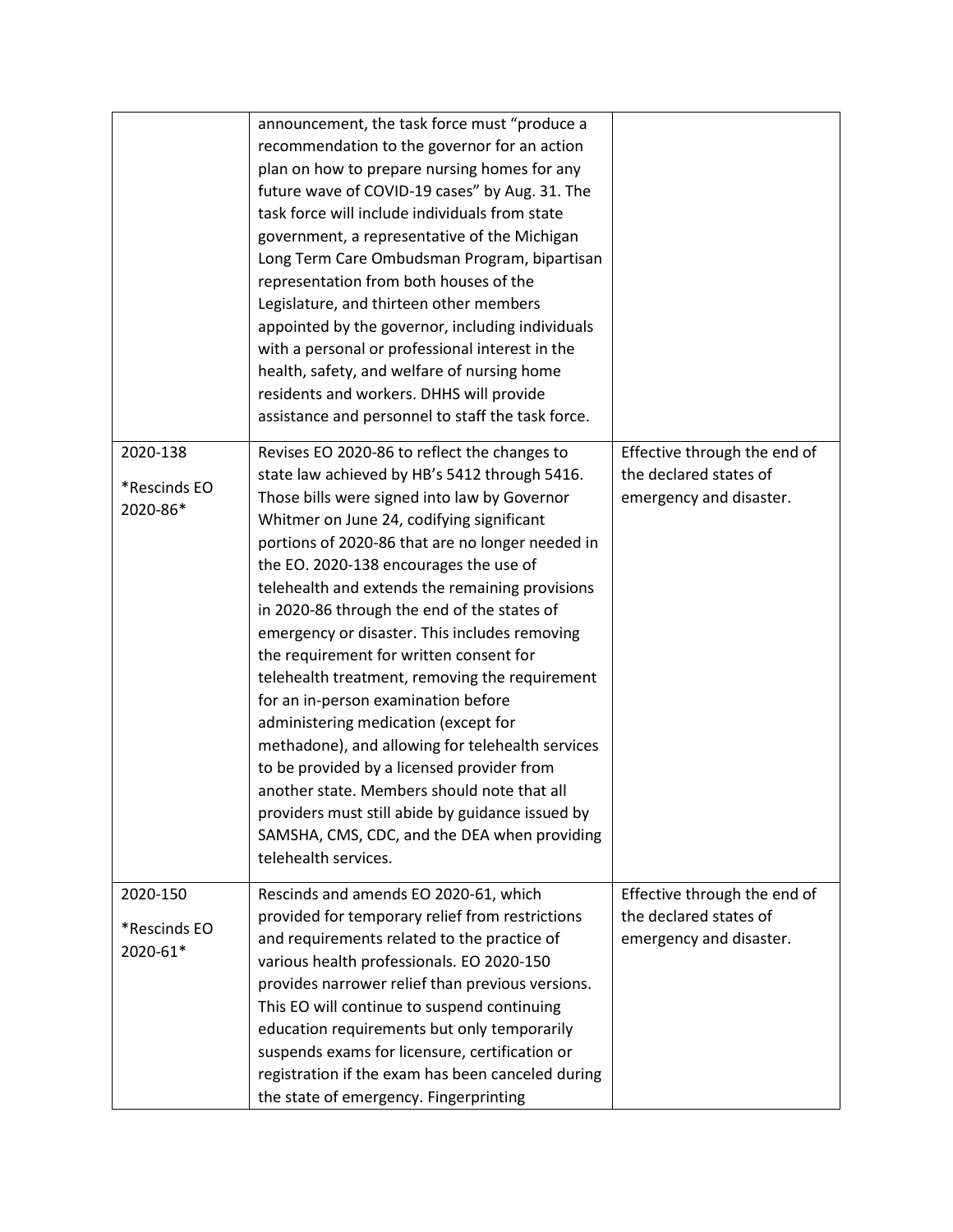| | | |
|---|---|---|
| | announcement, the task force must "produce a recommendation to the governor for an action plan on how to prepare nursing homes for any future wave of COVID-19 cases" by Aug. 31. The task force will include individuals from state government, a representative of the Michigan Long Term Care Ombudsman Program, bipartisan representation from both houses of the Legislature, and thirteen other members appointed by the governor, including individuals with a personal or professional interest in the health, safety, and welfare of nursing home residents and workers. DHHS will provide assistance and personnel to staff the task force. | |
| 2020-138<br><br>*Rescinds EO 2020-86* | Revises EO 2020-86 to reflect the changes to state law achieved by HB's 5412 through 5416. Those bills were signed into law by Governor Whitmer on June 24, codifying significant portions of 2020-86 that are no longer needed in the EO. 2020-138 encourages the use of telehealth and extends the remaining provisions in 2020-86 through the end of the states of emergency or disaster. This includes removing the requirement for written consent for telehealth treatment, removing the requirement for an in-person examination before administering medication (except for methadone), and allowing for telehealth services to be provided by a licensed provider from another state. Members should note that all providers must still abide by guidance issued by SAMSHA, CMS, CDC, and the DEA when providing telehealth services. | Effective through the end of the declared states of emergency and disaster. |
| 2020-150<br><br>*Rescinds EO 2020-61* | Rescinds and amends EO 2020-61, which provided for temporary relief from restrictions and requirements related to the practice of various health professionals. EO 2020-150 provides narrower relief than previous versions. This EO will continue to suspend continuing education requirements but only temporarily suspends exams for licensure, certification or registration if the exam has been canceled during the state of emergency. Fingerprinting | Effective through the end of the declared states of emergency and disaster. |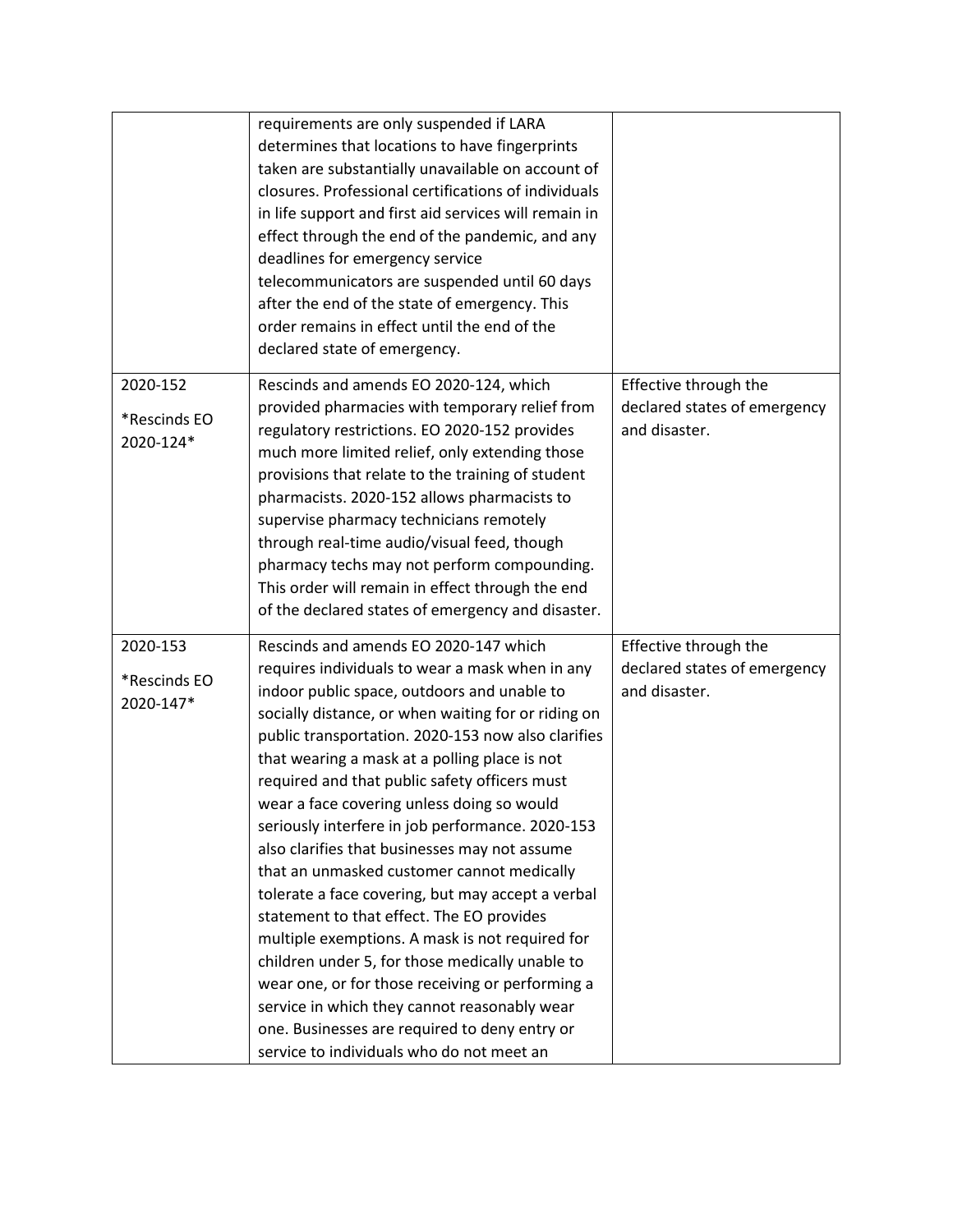| | | |
|---|---|---|
| | requirements are only suspended if LARA determines that locations to have fingerprints taken are substantially unavailable on account of closures. Professional certifications of individuals in life support and first aid services will remain in effect through the end of the pandemic, and any deadlines for emergency service telecommunicators are suspended until 60 days after the end of the state of emergency. This order remains in effect until the end of the declared state of emergency. | |
| 2020-152 *Rescinds EO 2020-124* | Rescinds and amends EO 2020-124, which provided pharmacies with temporary relief from regulatory restrictions. EO 2020-152 provides much more limited relief, only extending those provisions that relate to the training of student pharmacists. 2020-152 allows pharmacists to supervise pharmacy technicians remotely through real-time audio/visual feed, though pharmacy techs may not perform compounding. This order will remain in effect through the end of the declared states of emergency and disaster. | Effective through the declared states of emergency and disaster. |
| 2020-153 *Rescinds EO 2020-147* | Rescinds and amends EO 2020-147 which requires individuals to wear a mask when in any indoor public space, outdoors and unable to socially distance, or when waiting for or riding on public transportation. 2020-153 now also clarifies that wearing a mask at a polling place is not required and that public safety officers must wear a face covering unless doing so would seriously interfere in job performance. 2020-153 also clarifies that businesses may not assume that an unmasked customer cannot medically tolerate a face covering, but may accept a verbal statement to that effect. The EO provides multiple exemptions. A mask is not required for children under 5, for those medically unable to wear one, or for those receiving or performing a service in which they cannot reasonably wear one. Businesses are required to deny entry or service to individuals who do not meet an | Effective through the declared states of emergency and disaster. |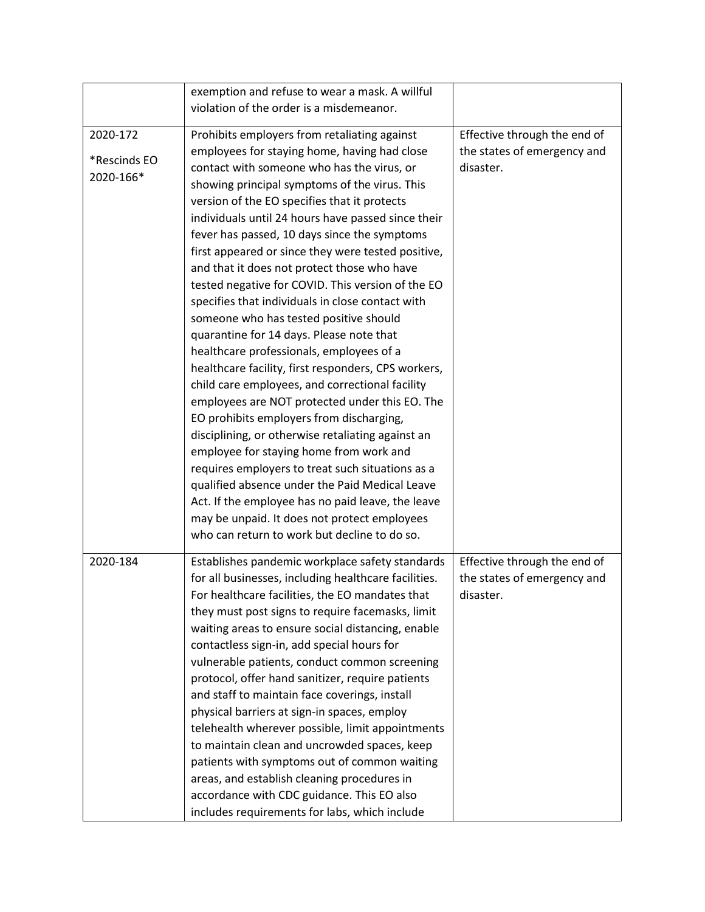| | | |
|---|---|---|
| | exemption and refuse to wear a mask. A willful violation of the order is a misdemeanor. | |
| 2020-172<br><br>*Rescinds EO 2020-166* | Prohibits employers from retaliating against employees for staying home, having had close contact with someone who has the virus, or showing principal symptoms of the virus. This version of the EO specifies that it protects individuals until 24 hours have passed since their fever has passed, 10 days since the symptoms first appeared or since they were tested positive, and that it does not protect those who have tested negative for COVID. This version of the EO specifies that individuals in close contact with someone who has tested positive should quarantine for 14 days. Please note that healthcare professionals, employees of a healthcare facility, first responders, CPS workers, child care employees, and correctional facility employees are NOT protected under this EO. The EO prohibits employers from discharging, disciplining, or otherwise retaliating against an employee for staying home from work and requires employers to treat such situations as a qualified absence under the Paid Medical Leave Act. If the employee has no paid leave, the leave may be unpaid. It does not protect employees who can return to work but decline to do so. | Effective through the end of the states of emergency and disaster. |
| 2020-184 | Establishes pandemic workplace safety standards for all businesses, including healthcare facilities. For healthcare facilities, the EO mandates that they must post signs to require facemasks, limit waiting areas to ensure social distancing, enable contactless sign-in, add special hours for vulnerable patients, conduct common screening protocol, offer hand sanitizer, require patients and staff to maintain face coverings, install physical barriers at sign-in spaces, employ telehealth wherever possible, limit appointments to maintain clean and uncrowded spaces, keep patients with symptoms out of common waiting areas, and establish cleaning procedures in accordance with CDC guidance. This EO also includes requirements for labs, which include | Effective through the end of the states of emergency and disaster. |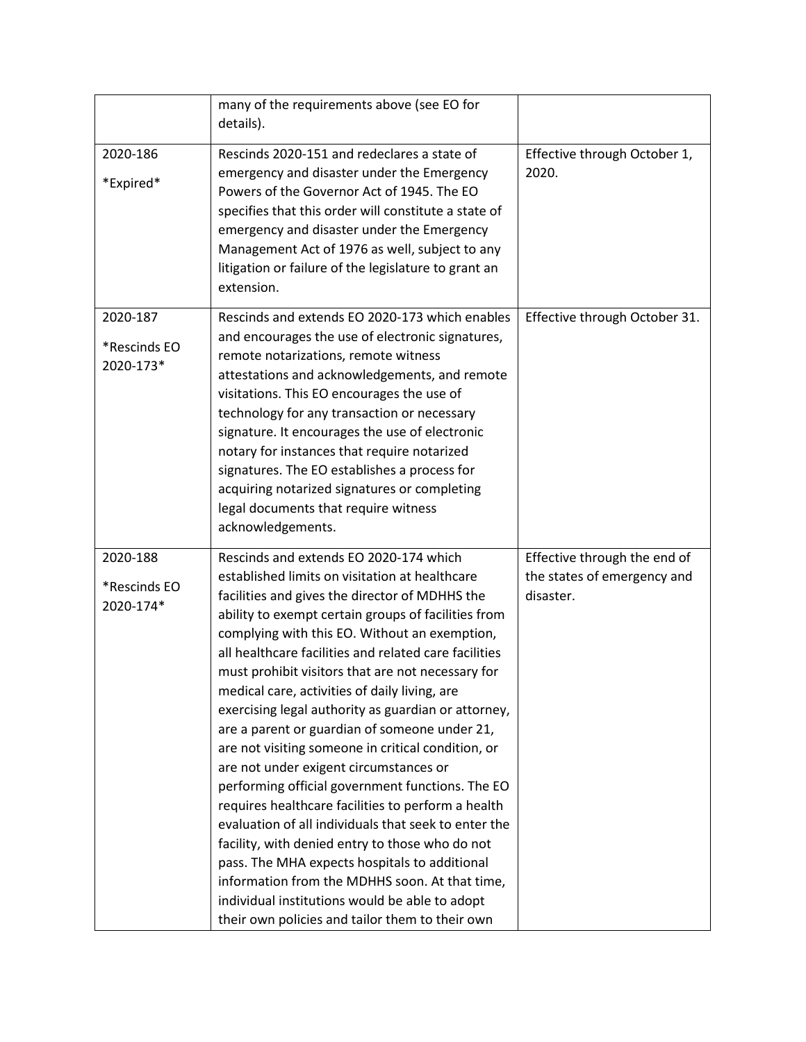| | | |
|---|---|---|
| | many of the requirements above (see EO for details). | |
| 2020-186<br><br>*Expired* | Rescinds 2020-151 and redeclares a state of emergency and disaster under the Emergency Powers of the Governor Act of 1945. The EO specifies that this order will constitute a state of emergency and disaster under the Emergency Management Act of 1976 as well, subject to any litigation or failure of the legislature to grant an extension. | Effective through October 1, 2020. |
| 2020-187<br><br>*Rescinds EO 2020-173* | Rescinds and extends EO 2020-173 which enables and encourages the use of electronic signatures, remote notarizations, remote witness attestations and acknowledgements, and remote visitations. This EO encourages the use of technology for any transaction or necessary signature. It encourages the use of electronic notary for instances that require notarized signatures. The EO establishes a process for acquiring notarized signatures or completing legal documents that require witness acknowledgements. | Effective through October 31. |
| 2020-188<br><br>*Rescinds EO 2020-174* | Rescinds and extends EO 2020-174 which established limits on visitation at healthcare facilities and gives the director of MDHHS the ability to exempt certain groups of facilities from complying with this EO. Without an exemption, all healthcare facilities and related care facilities must prohibit visitors that are not necessary for medical care, activities of daily living, are exercising legal authority as guardian or attorney, are a parent or guardian of someone under 21, are not visiting someone in critical condition, or are not under exigent circumstances or performing official government functions. The EO requires healthcare facilities to perform a health evaluation of all individuals that seek to enter the facility, with denied entry to those who do not pass. The MHA expects hospitals to additional information from the MDHHS soon. At that time, individual institutions would be able to adopt their own policies and tailor them to their own | Effective through the end of the states of emergency and disaster. |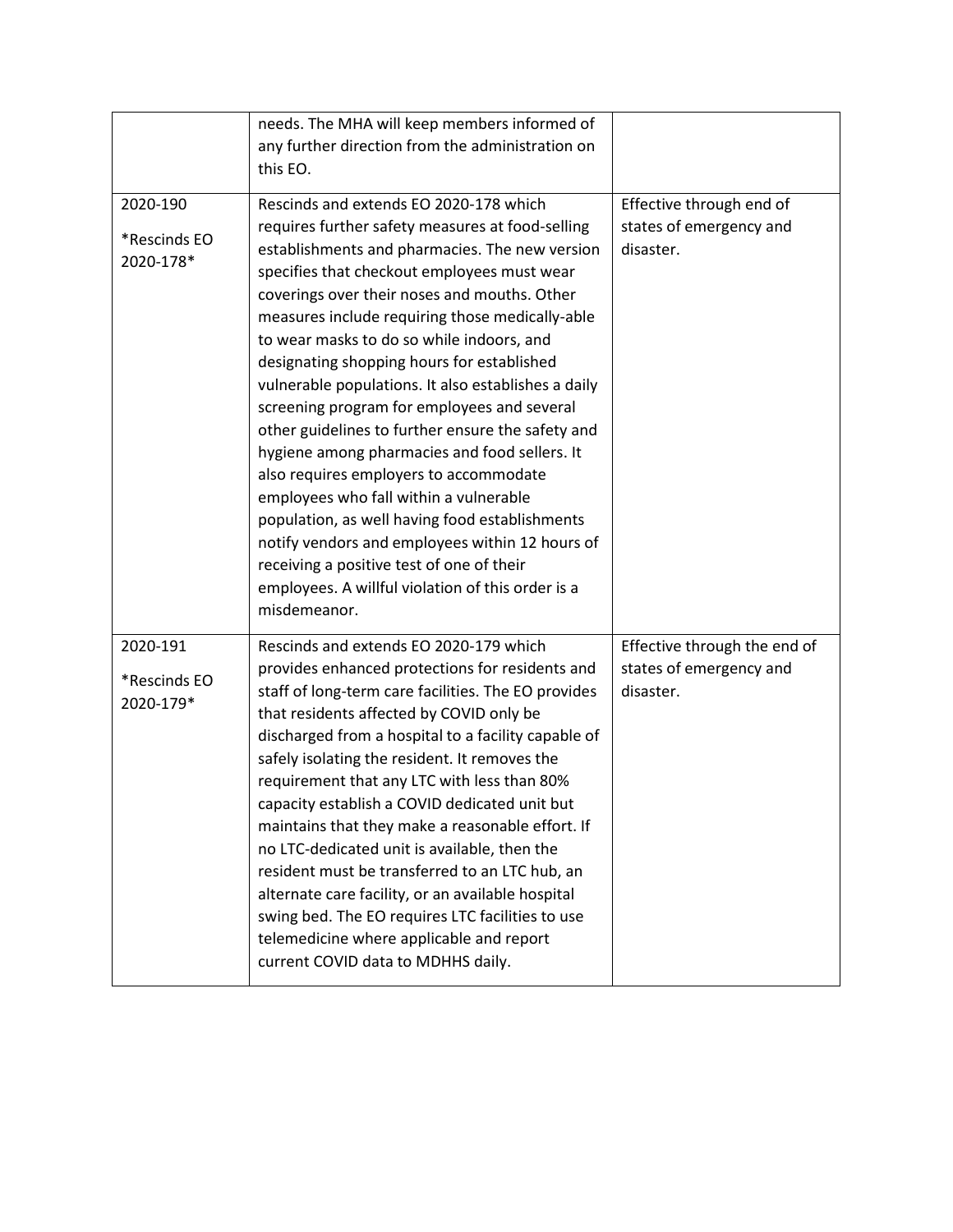| | | |
|---|---|---|
| | needs. The MHA will keep members informed of any further direction from the administration on this EO. | |
| 2020-190<br><br>*Rescinds EO 2020-178* | Rescinds and extends EO 2020-178 which requires further safety measures at food-selling establishments and pharmacies. The new version specifies that checkout employees must wear coverings over their noses and mouths. Other measures include requiring those medically-able to wear masks to do so while indoors, and designating shopping hours for established vulnerable populations. It also establishes a daily screening program for employees and several other guidelines to further ensure the safety and hygiene among pharmacies and food sellers. It also requires employers to accommodate employees who fall within a vulnerable population, as well having food establishments notify vendors and employees within 12 hours of receiving a positive test of one of their employees. A willful violation of this order is a misdemeanor. | Effective through end of states of emergency and disaster. |
| 2020-191<br><br>*Rescinds EO 2020-179* | Rescinds and extends EO 2020-179 which provides enhanced protections for residents and staff of long-term care facilities. The EO provides that residents affected by COVID only be discharged from a hospital to a facility capable of safely isolating the resident. It removes the requirement that any LTC with less than 80% capacity establish a COVID dedicated unit but maintains that they make a reasonable effort. If no LTC-dedicated unit is available, then the resident must be transferred to an LTC hub, an alternate care facility, or an available hospital swing bed. The EO requires LTC facilities to use telemedicine where applicable and report current COVID data to MDHHS daily. | Effective through the end of states of emergency and disaster. |